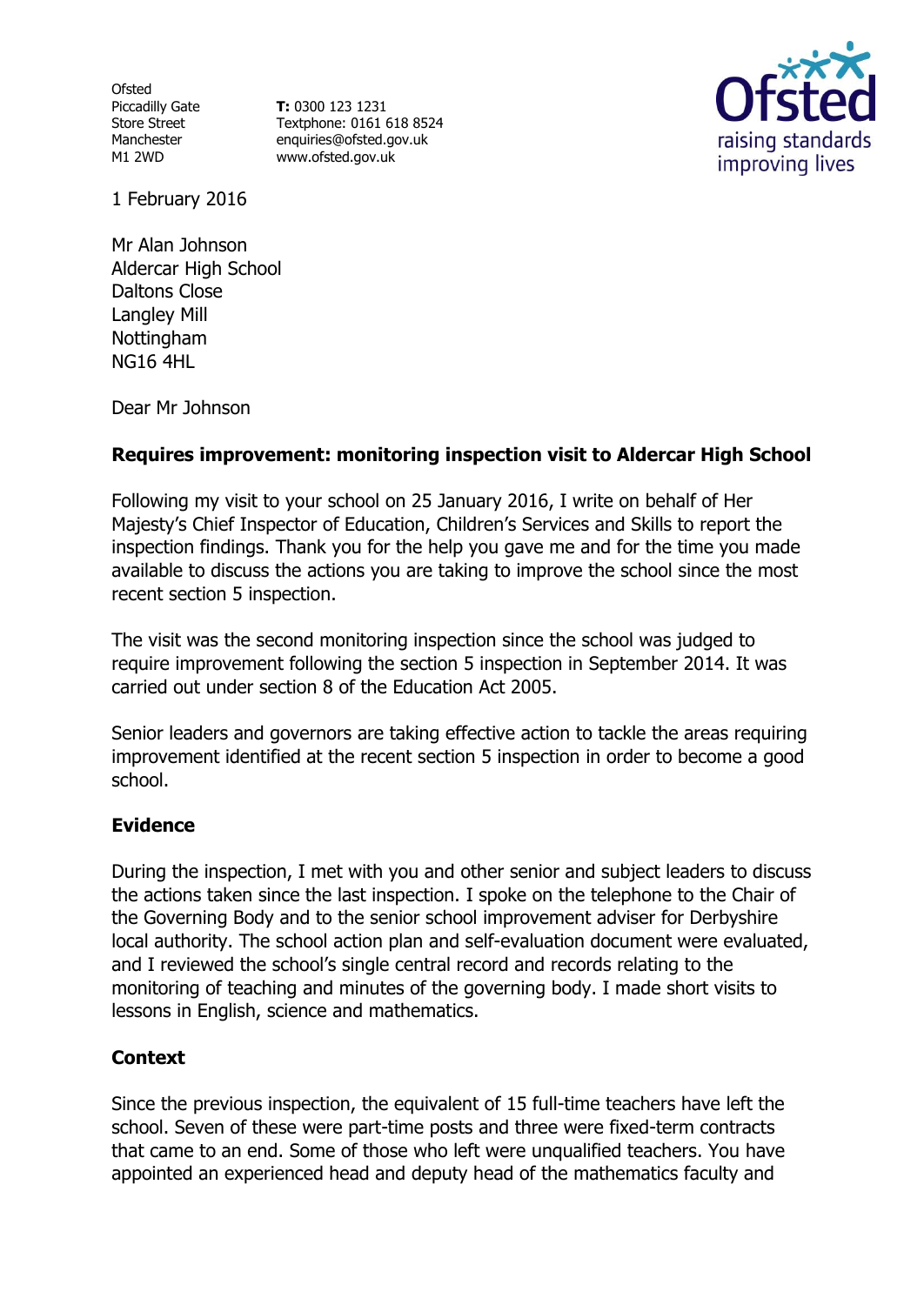Ofsted
Piccadilly Gate
Store Street
Manchester
M1 2WD

**T:** 0300 123 1231
Textphone: 0161 618 8524
enquiries@ofsted.gov.uk
www.ofsted.gov.uk

1 February 2016

Mr Alan Johnson
Aldercar High School
Daltons Close
Langley Mill
Nottingham
NG16 4HL

Dear Mr Johnson

**Requires improvement: monitoring inspection visit to Aldercar High School**

Following my visit to your school on 25 January 2016, I write on behalf of Her Majesty's Chief Inspector of Education, Children's Services and Skills to report the inspection findings. Thank you for the help you gave me and for the time you made available to discuss the actions you are taking to improve the school since the most recent section 5 inspection.

The visit was the second monitoring inspection since the school was judged to require improvement following the section 5 inspection in September 2014. It was carried out under section 8 of the Education Act 2005.

Senior leaders and governors are taking effective action to tackle the areas requiring improvement identified at the recent section 5 inspection in order to become a good school.

**Evidence**

During the inspection, I met with you and other senior and subject leaders to discuss the actions taken since the last inspection. I spoke on the telephone to the Chair of the Governing Body and to the senior school improvement adviser for Derbyshire local authority. The school action plan and self-evaluation document were evaluated, and I reviewed the school's single central record and records relating to the monitoring of teaching and minutes of the governing body. I made short visits to lessons in English, science and mathematics.

**Context**

Since the previous inspection, the equivalent of 15 full-time teachers have left the school. Seven of these were part-time posts and three were fixed-term contracts that came to an end. Some of those who left were unqualified teachers. You have appointed an experienced head and deputy head of the mathematics faculty and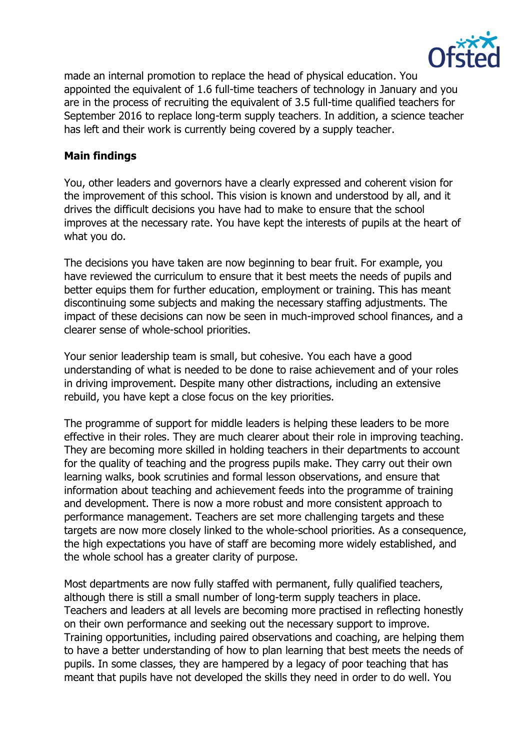made an internal promotion to replace the head of physical education. You appointed the equivalent of 1.6 full-time teachers of technology in January and you are in the process of recruiting the equivalent of 3.5 full-time qualified teachers for September 2016 to replace long-term supply teachers. In addition, a science teacher has left and their work is currently being covered by a supply teacher.

**Main findings**

You, other leaders and governors have a clearly expressed and coherent vision for the improvement of this school. This vision is known and understood by all, and it drives the difficult decisions you have had to make to ensure that the school improves at the necessary rate. You have kept the interests of pupils at the heart of what you do.

The decisions you have taken are now beginning to bear fruit. For example, you have reviewed the curriculum to ensure that it best meets the needs of pupils and better equips them for further education, employment or training. This has meant discontinuing some subjects and making the necessary staffing adjustments. The impact of these decisions can now be seen in much-improved school finances, and a clearer sense of whole-school priorities.

Your senior leadership team is small, but cohesive. You each have a good understanding of what is needed to be done to raise achievement and of your roles in driving improvement. Despite many other distractions, including an extensive rebuild, you have kept a close focus on the key priorities.

The programme of support for middle leaders is helping these leaders to be more effective in their roles. They are much clearer about their role in improving teaching. They are becoming more skilled in holding teachers in their departments to account for the quality of teaching and the progress pupils make. They carry out their own learning walks, book scrutinies and formal lesson observations, and ensure that information about teaching and achievement feeds into the programme of training and development. There is now a more robust and more consistent approach to performance management. Teachers are set more challenging targets and these targets are now more closely linked to the whole-school priorities. As a consequence, the high expectations you have of staff are becoming more widely established, and the whole school has a greater clarity of purpose.

Most departments are now fully staffed with permanent, fully qualified teachers, although there is still a small number of long-term supply teachers in place. Teachers and leaders at all levels are becoming more practised in reflecting honestly on their own performance and seeking out the necessary support to improve. Training opportunities, including paired observations and coaching, are helping them to have a better understanding of how to plan learning that best meets the needs of pupils. In some classes, they are hampered by a legacy of poor teaching that has meant that pupils have not developed the skills they need in order to do well. You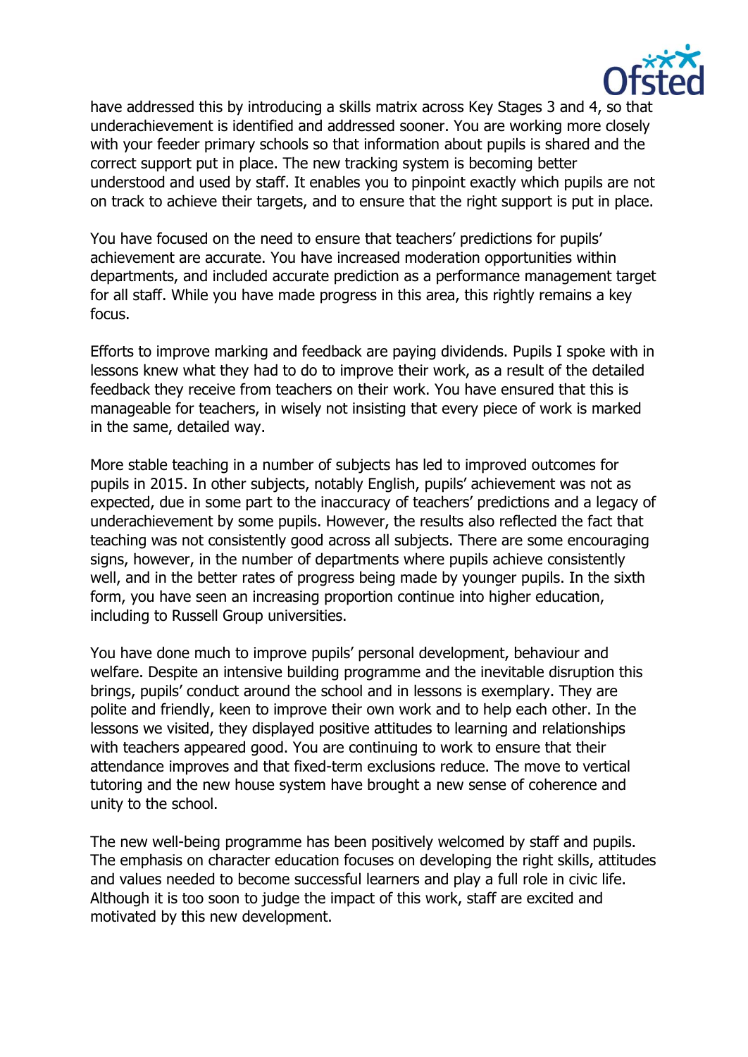have addressed this by introducing a skills matrix across Key Stages 3 and 4, so that underachievement is identified and addressed sooner. You are working more closely with your feeder primary schools so that information about pupils is shared and the correct support put in place. The new tracking system is becoming better understood and used by staff. It enables you to pinpoint exactly which pupils are not on track to achieve their targets, and to ensure that the right support is put in place.

You have focused on the need to ensure that teachers' predictions for pupils' achievement are accurate. You have increased moderation opportunities within departments, and included accurate prediction as a performance management target for all staff. While you have made progress in this area, this rightly remains a key focus.

Efforts to improve marking and feedback are paying dividends. Pupils I spoke with in lessons knew what they had to do to improve their work, as a result of the detailed feedback they receive from teachers on their work. You have ensured that this is manageable for teachers, in wisely not insisting that every piece of work is marked in the same, detailed way.

More stable teaching in a number of subjects has led to improved outcomes for pupils in 2015. In other subjects, notably English, pupils' achievement was not as expected, due in some part to the inaccuracy of teachers' predictions and a legacy of underachievement by some pupils. However, the results also reflected the fact that teaching was not consistently good across all subjects. There are some encouraging signs, however, in the number of departments where pupils achieve consistently well, and in the better rates of progress being made by younger pupils. In the sixth form, you have seen an increasing proportion continue into higher education, including to Russell Group universities.

You have done much to improve pupils' personal development, behaviour and welfare. Despite an intensive building programme and the inevitable disruption this brings, pupils' conduct around the school and in lessons is exemplary. They are polite and friendly, keen to improve their own work and to help each other. In the lessons we visited, they displayed positive attitudes to learning and relationships with teachers appeared good. You are continuing to work to ensure that their attendance improves and that fixed-term exclusions reduce. The move to vertical tutoring and the new house system have brought a new sense of coherence and unity to the school.

The new well-being programme has been positively welcomed by staff and pupils. The emphasis on character education focuses on developing the right skills, attitudes and values needed to become successful learners and play a full role in civic life. Although it is too soon to judge the impact of this work, staff are excited and motivated by this new development.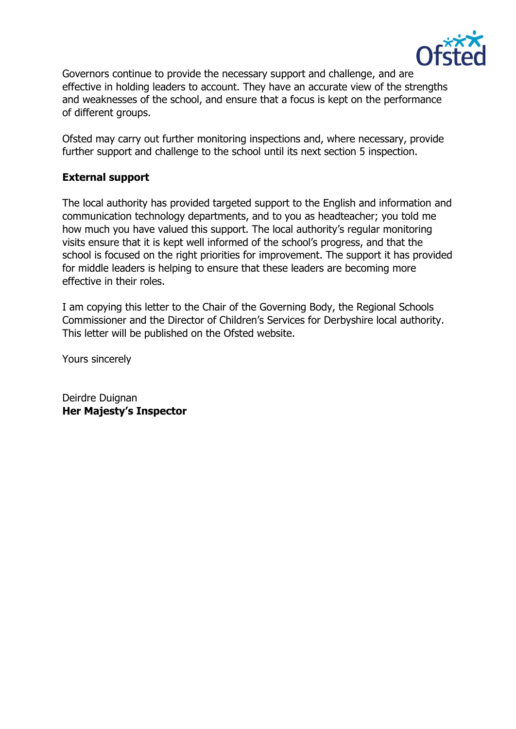Governors continue to provide the necessary support and challenge, and are effective in holding leaders to account. They have an accurate view of the strengths and weaknesses of the school, and ensure that a focus is kept on the performance of different groups.

Ofsted may carry out further monitoring inspections and, where necessary, provide further support and challenge to the school until its next section 5 inspection.

**External support**

The local authority has provided targeted support to the English and information and communication technology departments, and to you as headteacher; you told me how much you have valued this support. The local authority's regular monitoring visits ensure that it is kept well informed of the school's progress, and that the school is focused on the right priorities for improvement. The support it has provided for middle leaders is helping to ensure that these leaders are becoming more effective in their roles.

I am copying this letter to the Chair of the Governing Body, the Regional Schools Commissioner and the Director of Children's Services for Derbyshire local authority. This letter will be published on the Ofsted website.

Yours sincerely

Deirdre Duignan
**Her Majesty's Inspector**